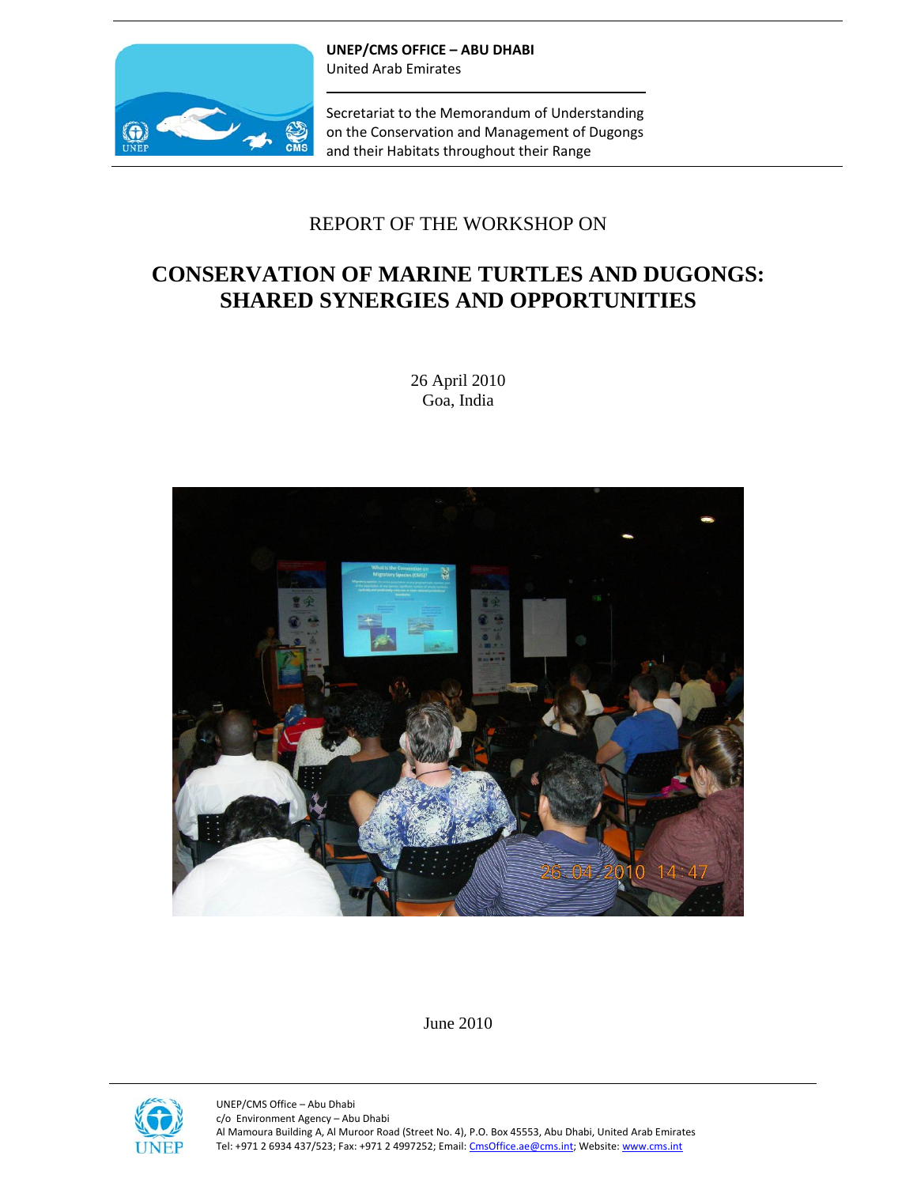**UNEP/CMS OFFICE – ABU DHABI**
United Arab Emirates

Secretariat to the Memorandum of Understanding on the Conservation and Management of Dugongs and their Habitats throughout their Range

REPORT OF THE WORKSHOP ON

# CONSERVATION OF MARINE TURTLES AND DUGONGS: SHARED SYNERGIES AND OPPORTUNITIES

26 April 2010
Goa, India

June 2010

UNEP/CMS Office – Abu Dhabi
c/o Environment Agency – Abu Dhabi
Al Mamoura Building A, Al Muroor Road (Street No. 4), P.O. Box 45553, Abu Dhabi, United Arab Emirates
Tel: +971 2 6934 437/523; Fax: +971 2 4997252; Email: CmsOffice.ae@cms.int; Website: www.cms.int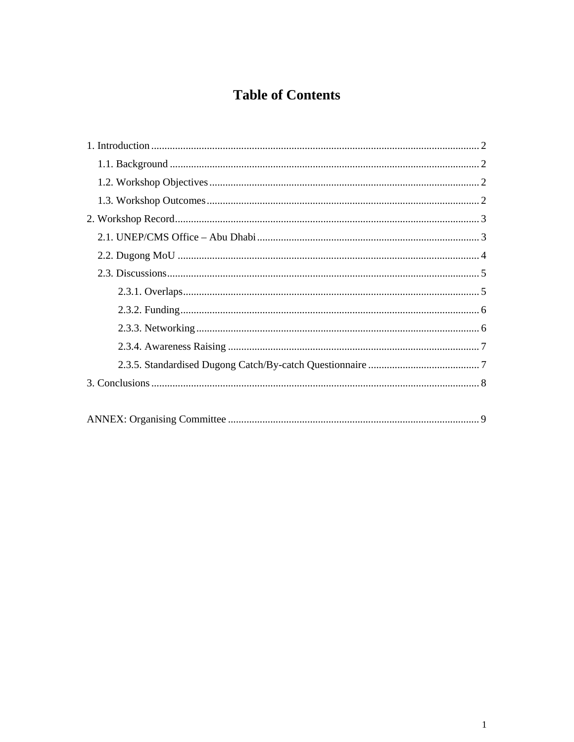# Table of Contents

1. Introduction ........................................................................................................................ 2
   1.1. Background ................................................................................................................ 2
   1.2. Workshop Objectives ................................................................................................. 2
   1.3. Workshop Outcomes .................................................................................................. 2
2. Workshop Record .............................................................................................................. 3
   2.1. UNEP/CMS Office – Abu Dhabi ............................................................................... 3
   2.2. Dugong MoU ............................................................................................................. 4
   2.3. Discussions ................................................................................................................ 5
      2.3.1. Overlaps .............................................................................................................. 5
      2.3.2. Funding ............................................................................................................... 6
      2.3.3. Networking .......................................................................................................... 6
      2.3.4. Awareness Raising ............................................................................................. 7
      2.3.5. Standardised Dugong Catch/By-catch Questionnaire ......................................... 7
3. Conclusions ........................................................................................................................ 8

ANNEX: Organising Committee ........................................................................................... 9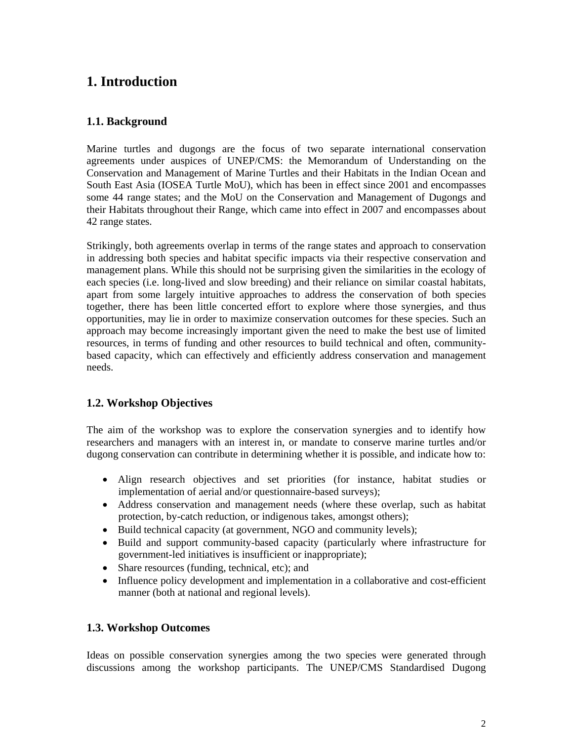# 1. Introduction

## 1.1. Background

Marine turtles and dugongs are the focus of two separate international conservation agreements under auspices of UNEP/CMS: the Memorandum of Understanding on the Conservation and Management of Marine Turtles and their Habitats in the Indian Ocean and South East Asia (IOSEA Turtle MoU), which has been in effect since 2001 and encompasses some 44 range states; and the MoU on the Conservation and Management of Dugongs and their Habitats throughout their Range, which came into effect in 2007 and encompasses about 42 range states.

Strikingly, both agreements overlap in terms of the range states and approach to conservation in addressing both species and habitat specific impacts via their respective conservation and management plans. While this should not be surprising given the similarities in the ecology of each species (i.e. long-lived and slow breeding) and their reliance on similar coastal habitats, apart from some largely intuitive approaches to address the conservation of both species together, there has been little concerted effort to explore where those synergies, and thus opportunities, may lie in order to maximize conservation outcomes for these species. Such an approach may become increasingly important given the need to make the best use of limited resources, in terms of funding and other resources to build technical and often, community-based capacity, which can effectively and efficiently address conservation and management needs.

## 1.2. Workshop Objectives

The aim of the workshop was to explore the conservation synergies and to identify how researchers and managers with an interest in, or mandate to conserve marine turtles and/or dugong conservation can contribute in determining whether it is possible, and indicate how to:

- Align research objectives and set priorities (for instance, habitat studies or implementation of aerial and/or questionnaire-based surveys);
- Address conservation and management needs (where these overlap, such as habitat protection, by-catch reduction, or indigenous takes, amongst others);
- Build technical capacity (at government, NGO and community levels);
- Build and support community-based capacity (particularly where infrastructure for government-led initiatives is insufficient or inappropriate);
- Share resources (funding, technical, etc); and
- Influence policy development and implementation in a collaborative and cost-efficient manner (both at national and regional levels).

## 1.3. Workshop Outcomes

Ideas on possible conservation synergies among the two species were generated through discussions among the workshop participants. The UNEP/CMS Standardised Dugong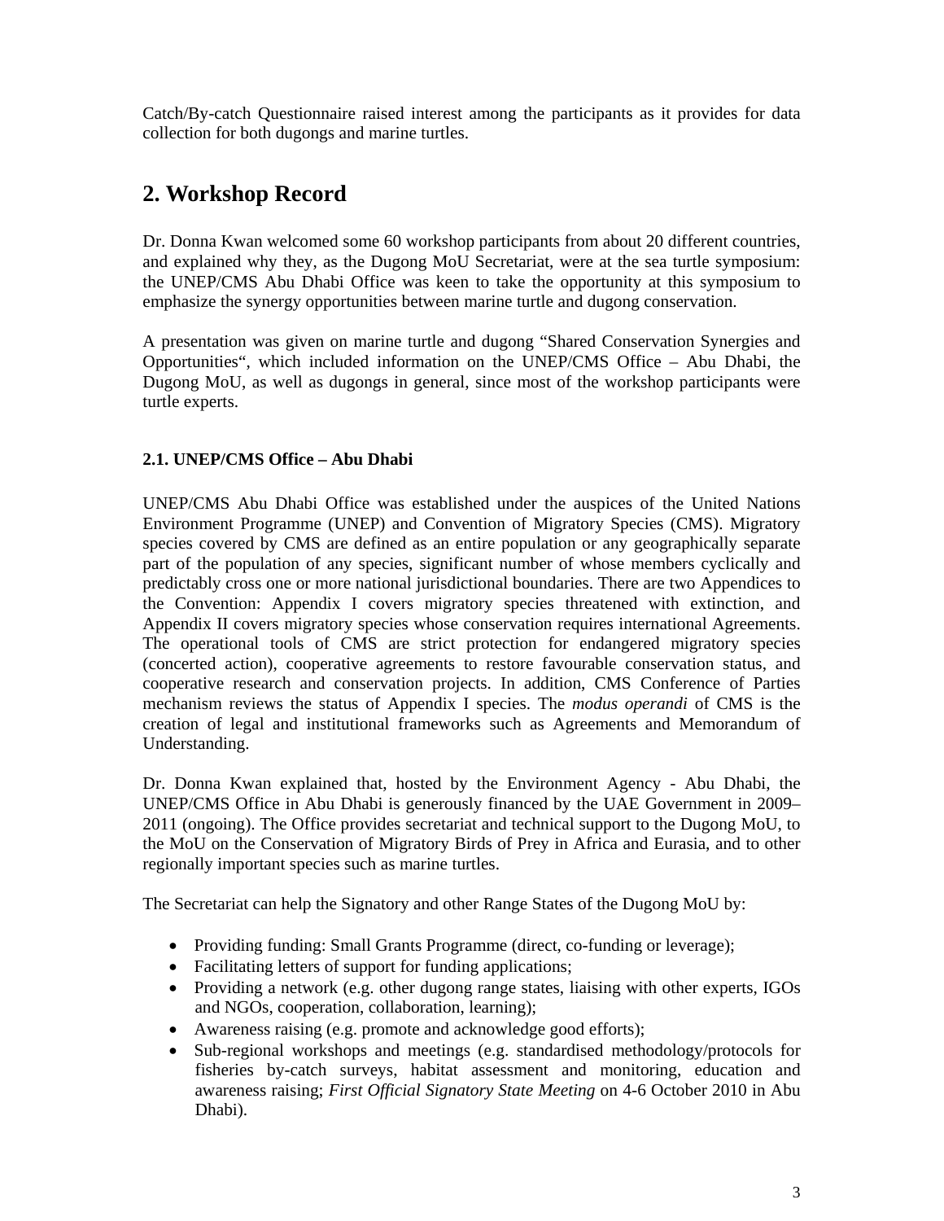Catch/By-catch Questionnaire raised interest among the participants as it provides for data collection for both dugongs and marine turtles.

## 2. Workshop Record

Dr. Donna Kwan welcomed some 60 workshop participants from about 20 different countries, and explained why they, as the Dugong MoU Secretariat, were at the sea turtle symposium: the UNEP/CMS Abu Dhabi Office was keen to take the opportunity at this symposium to emphasize the synergy opportunities between marine turtle and dugong conservation.

A presentation was given on marine turtle and dugong "Shared Conservation Synergies and Opportunities", which included information on the UNEP/CMS Office – Abu Dhabi, the Dugong MoU, as well as dugongs in general, since most of the workshop participants were turtle experts.

### 2.1. UNEP/CMS Office – Abu Dhabi

UNEP/CMS Abu Dhabi Office was established under the auspices of the United Nations Environment Programme (UNEP) and Convention of Migratory Species (CMS). Migratory species covered by CMS are defined as an entire population or any geographically separate part of the population of any species, significant number of whose members cyclically and predictably cross one or more national jurisdictional boundaries. There are two Appendices to the Convention: Appendix I covers migratory species threatened with extinction, and Appendix II covers migratory species whose conservation requires international Agreements. The operational tools of CMS are strict protection for endangered migratory species (concerted action), cooperative agreements to restore favourable conservation status, and cooperative research and conservation projects. In addition, CMS Conference of Parties mechanism reviews the status of Appendix I species. The *modus operandi* of CMS is the creation of legal and institutional frameworks such as Agreements and Memorandum of Understanding.

Dr. Donna Kwan explained that, hosted by the Environment Agency - Abu Dhabi, the UNEP/CMS Office in Abu Dhabi is generously financed by the UAE Government in 2009–2011 (ongoing). The Office provides secretariat and technical support to the Dugong MoU, to the MoU on the Conservation of Migratory Birds of Prey in Africa and Eurasia, and to other regionally important species such as marine turtles.

The Secretariat can help the Signatory and other Range States of the Dugong MoU by:

- Providing funding: Small Grants Programme (direct, co-funding or leverage);
- Facilitating letters of support for funding applications;
- Providing a network (e.g. other dugong range states, liaising with other experts, IGOs and NGOs, cooperation, collaboration, learning);
- Awareness raising (e.g. promote and acknowledge good efforts);
- Sub-regional workshops and meetings (e.g. standardised methodology/protocols for fisheries by-catch surveys, habitat assessment and monitoring, education and awareness raising; *First Official Signatory State Meeting* on 4-6 October 2010 in Abu Dhabi).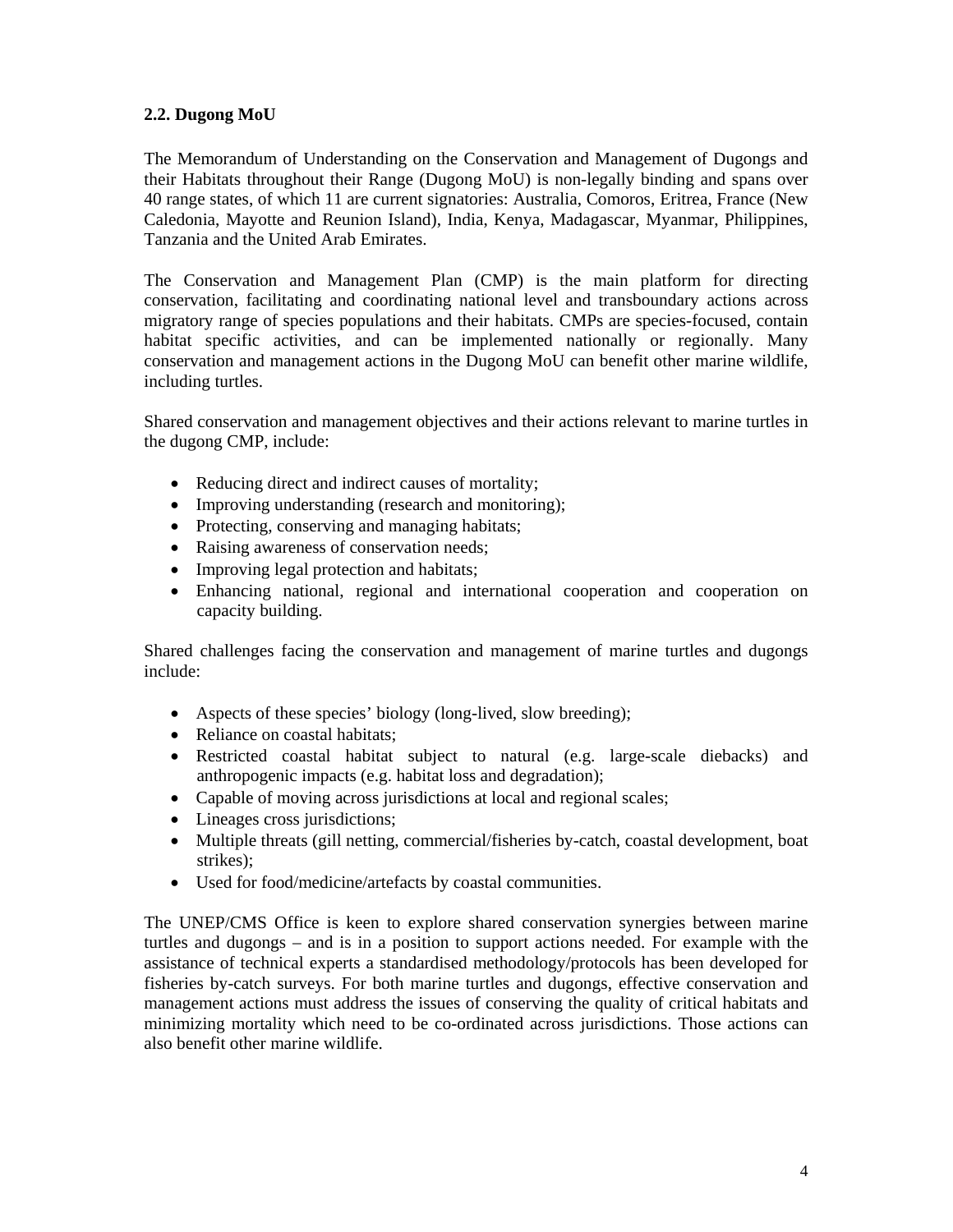### 2.2. Dugong MoU

The Memorandum of Understanding on the Conservation and Management of Dugongs and their Habitats throughout their Range (Dugong MoU) is non-legally binding and spans over 40 range states, of which 11 are current signatories: Australia, Comoros, Eritrea, France (New Caledonia, Mayotte and Reunion Island), India, Kenya, Madagascar, Myanmar, Philippines, Tanzania and the United Arab Emirates.

The Conservation and Management Plan (CMP) is the main platform for directing conservation, facilitating and coordinating national level and transboundary actions across migratory range of species populations and their habitats. CMPs are species-focused, contain habitat specific activities, and can be implemented nationally or regionally. Many conservation and management actions in the Dugong MoU can benefit other marine wildlife, including turtles.

Shared conservation and management objectives and their actions relevant to marine turtles in the dugong CMP, include:

- Reducing direct and indirect causes of mortality;
- Improving understanding (research and monitoring);
- Protecting, conserving and managing habitats;
- Raising awareness of conservation needs;
- Improving legal protection and habitats;
- Enhancing national, regional and international cooperation and cooperation on capacity building.

Shared challenges facing the conservation and management of marine turtles and dugongs include:

- Aspects of these species' biology (long-lived, slow breeding);
- Reliance on coastal habitats;
- Restricted coastal habitat subject to natural (e.g. large-scale diebacks) and anthropogenic impacts (e.g. habitat loss and degradation);
- Capable of moving across jurisdictions at local and regional scales;
- Lineages cross jurisdictions;
- Multiple threats (gill netting, commercial/fisheries by-catch, coastal development, boat strikes);
- Used for food/medicine/artefacts by coastal communities.

The UNEP/CMS Office is keen to explore shared conservation synergies between marine turtles and dugongs – and is in a position to support actions needed. For example with the assistance of technical experts a standardised methodology/protocols has been developed for fisheries by-catch surveys. For both marine turtles and dugongs, effective conservation and management actions must address the issues of conserving the quality of critical habitats and minimizing mortality which need to be co-ordinated across jurisdictions. Those actions can also benefit other marine wildlife.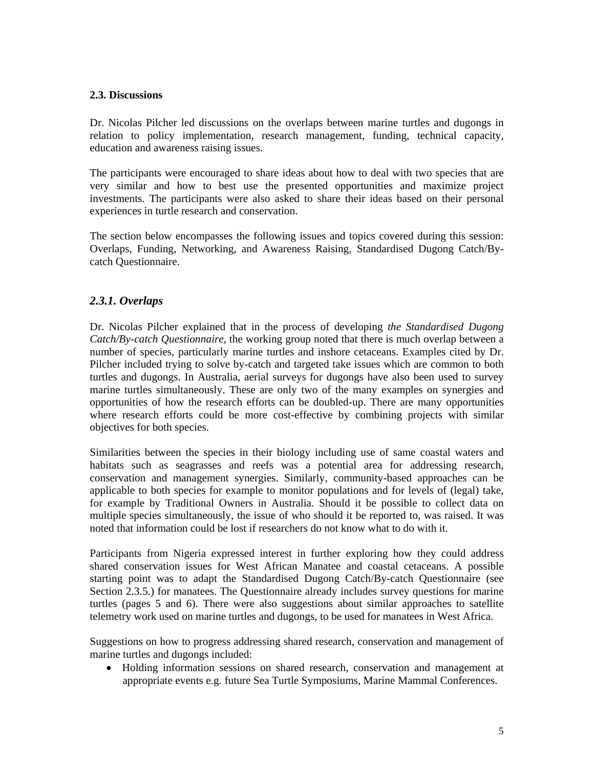### 2.3. Discussions

Dr. Nicolas Pilcher led discussions on the overlaps between marine turtles and dugongs in relation to policy implementation, research management, funding, technical capacity, education and awareness raising issues.

The participants were encouraged to share ideas about how to deal with two species that are very similar and how to best use the presented opportunities and maximize project investments. The participants were also asked to share their ideas based on their personal experiences in turtle research and conservation.

The section below encompasses the following issues and topics covered during this session: Overlaps, Funding, Networking, and Awareness Raising, Standardised Dugong Catch/By-catch Questionnaire.

#### *2.3.1. Overlaps*

Dr. Nicolas Pilcher explained that in the process of developing *the Standardised Dugong Catch/By-catch Questionnaire*, the working group noted that there is much overlap between a number of species, particularly marine turtles and inshore cetaceans. Examples cited by Dr. Pilcher included trying to solve by-catch and targeted take issues which are common to both turtles and dugongs. In Australia, aerial surveys for dugongs have also been used to survey marine turtles simultaneously. These are only two of the many examples on synergies and opportunities of how the research efforts can be doubled-up. There are many opportunities where research efforts could be more cost-effective by combining projects with similar objectives for both species.

Similarities between the species in their biology including use of same coastal waters and habitats such as seagrasses and reefs was a potential area for addressing research, conservation and management synergies. Similarly, community-based approaches can be applicable to both species for example to monitor populations and for levels of (legal) take, for example by Traditional Owners in Australia. Should it be possible to collect data on multiple species simultaneously, the issue of who should it be reported to, was raised. It was noted that information could be lost if researchers do not know what to do with it.

Participants from Nigeria expressed interest in further exploring how they could address shared conservation issues for West African Manatee and coastal cetaceans. A possible starting point was to adapt the Standardised Dugong Catch/By-catch Questionnaire (see Section 2.3.5.) for manatees. The Questionnaire already includes survey questions for marine turtles (pages 5 and 6). There were also suggestions about similar approaches to satellite telemetry work used on marine turtles and dugongs, to be used for manatees in West Africa.

Suggestions on how to progress addressing shared research, conservation and management of marine turtles and dugongs included:

- Holding information sessions on shared research, conservation and management at appropriate events e.g. future Sea Turtle Symposiums, Marine Mammal Conferences.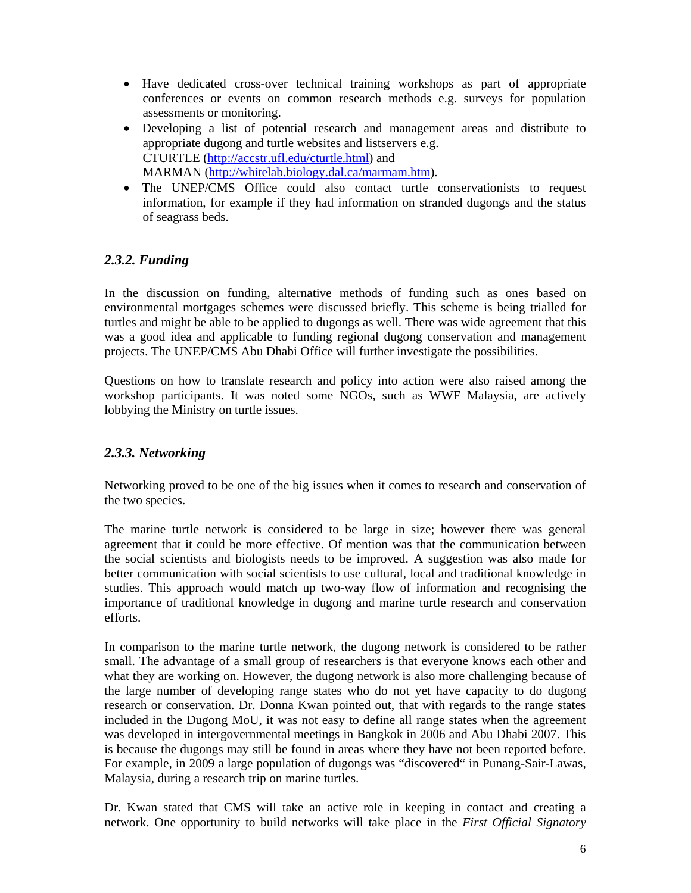- Have dedicated cross-over technical training workshops as part of appropriate conferences or events on common research methods e.g. surveys for population assessments or monitoring.
- Developing a list of potential research and management areas and distribute to appropriate dugong and turtle websites and listservers e.g. CTURTLE (http://accstr.ufl.edu/cturtle.html) and MARMAN (http://whitelab.biology.dal.ca/marmam.htm).
- The UNEP/CMS Office could also contact turtle conservationists to request information, for example if they had information on stranded dugongs and the status of seagrass beds.

### *2.3.2. Funding*

In the discussion on funding, alternative methods of funding such as ones based on environmental mortgages schemes were discussed briefly. This scheme is being trialled for turtles and might be able to be applied to dugongs as well. There was wide agreement that this was a good idea and applicable to funding regional dugong conservation and management projects. The UNEP/CMS Abu Dhabi Office will further investigate the possibilities.

Questions on how to translate research and policy into action were also raised among the workshop participants. It was noted some NGOs, such as WWF Malaysia, are actively lobbying the Ministry on turtle issues.

### *2.3.3. Networking*

Networking proved to be one of the big issues when it comes to research and conservation of the two species.

The marine turtle network is considered to be large in size; however there was general agreement that it could be more effective. Of mention was that the communication between the social scientists and biologists needs to be improved. A suggestion was also made for better communication with social scientists to use cultural, local and traditional knowledge in studies. This approach would match up two-way flow of information and recognising the importance of traditional knowledge in dugong and marine turtle research and conservation efforts.

In comparison to the marine turtle network, the dugong network is considered to be rather small. The advantage of a small group of researchers is that everyone knows each other and what they are working on. However, the dugong network is also more challenging because of the large number of developing range states who do not yet have capacity to do dugong research or conservation. Dr. Donna Kwan pointed out, that with regards to the range states included in the Dugong MoU, it was not easy to define all range states when the agreement was developed in intergovernmental meetings in Bangkok in 2006 and Abu Dhabi 2007. This is because the dugongs may still be found in areas where they have not been reported before. For example, in 2009 a large population of dugongs was "discovered" in Punang-Sair-Lawas, Malaysia, during a research trip on marine turtles.

Dr. Kwan stated that CMS will take an active role in keeping in contact and creating a network. One opportunity to build networks will take place in the *First Official Signatory*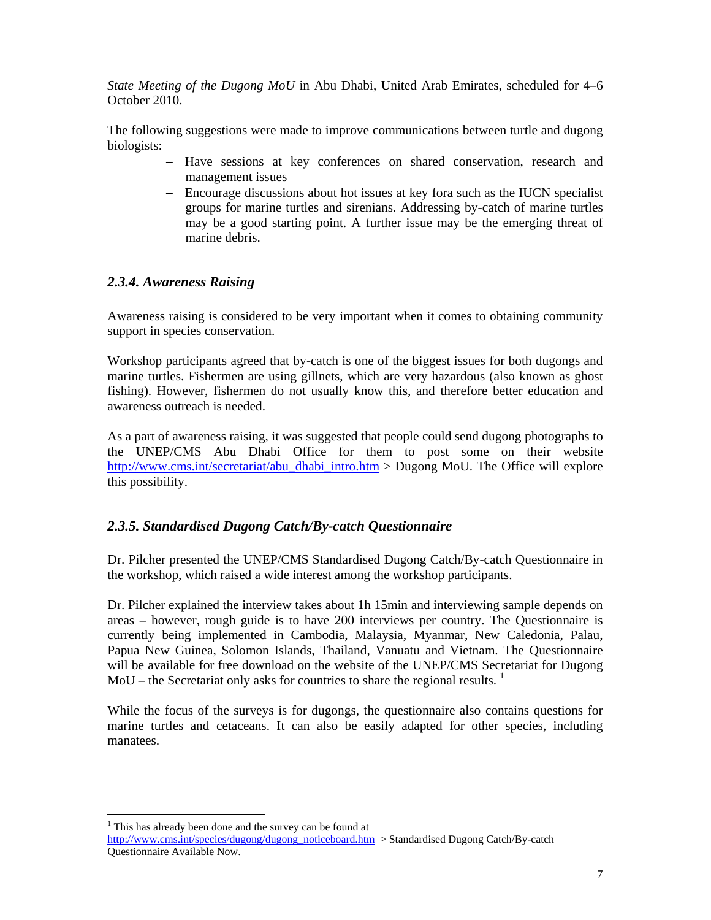*State Meeting of the Dugong MoU* in Abu Dhabi, United Arab Emirates, scheduled for 4–6 October 2010.

The following suggestions were made to improve communications between turtle and dugong biologists:

- Have sessions at key conferences on shared conservation, research and management issues
- Encourage discussions about hot issues at key fora such as the IUCN specialist groups for marine turtles and sirenians. Addressing by-catch of marine turtles may be a good starting point. A further issue may be the emerging threat of marine debris.

### *2.3.4. Awareness Raising*

Awareness raising is considered to be very important when it comes to obtaining community support in species conservation.

Workshop participants agreed that by-catch is one of the biggest issues for both dugongs and marine turtles. Fishermen are using gillnets, which are very hazardous (also known as ghost fishing). However, fishermen do not usually know this, and therefore better education and awareness outreach is needed.

As a part of awareness raising, it was suggested that people could send dugong photographs to the UNEP/CMS Abu Dhabi Office for them to post some on their website http://www.cms.int/secretariat/abu_dhabi_intro.htm > Dugong MoU. The Office will explore this possibility.

### *2.3.5. Standardised Dugong Catch/By-catch Questionnaire*

Dr. Pilcher presented the UNEP/CMS Standardised Dugong Catch/By-catch Questionnaire in the workshop, which raised a wide interest among the workshop participants.

Dr. Pilcher explained the interview takes about 1h 15min and interviewing sample depends on areas – however, rough guide is to have 200 interviews per country. The Questionnaire is currently being implemented in Cambodia, Malaysia, Myanmar, New Caledonia, Palau, Papua New Guinea, Solomon Islands, Thailand, Vanuatu and Vietnam. The Questionnaire will be available for free download on the website of the UNEP/CMS Secretariat for Dugong MoU – the Secretariat only asks for countries to share the regional results. [1]

While the focus of the surveys is for dugongs, the questionnaire also contains questions for marine turtles and cetaceans. It can also be easily adapted for other species, including manatees.

---

[1] This has already been done and the survey can be found at http://www.cms.int/species/dugong/dugong_noticeboard.htm > Standardised Dugong Catch/By-catch Questionnaire Available Now.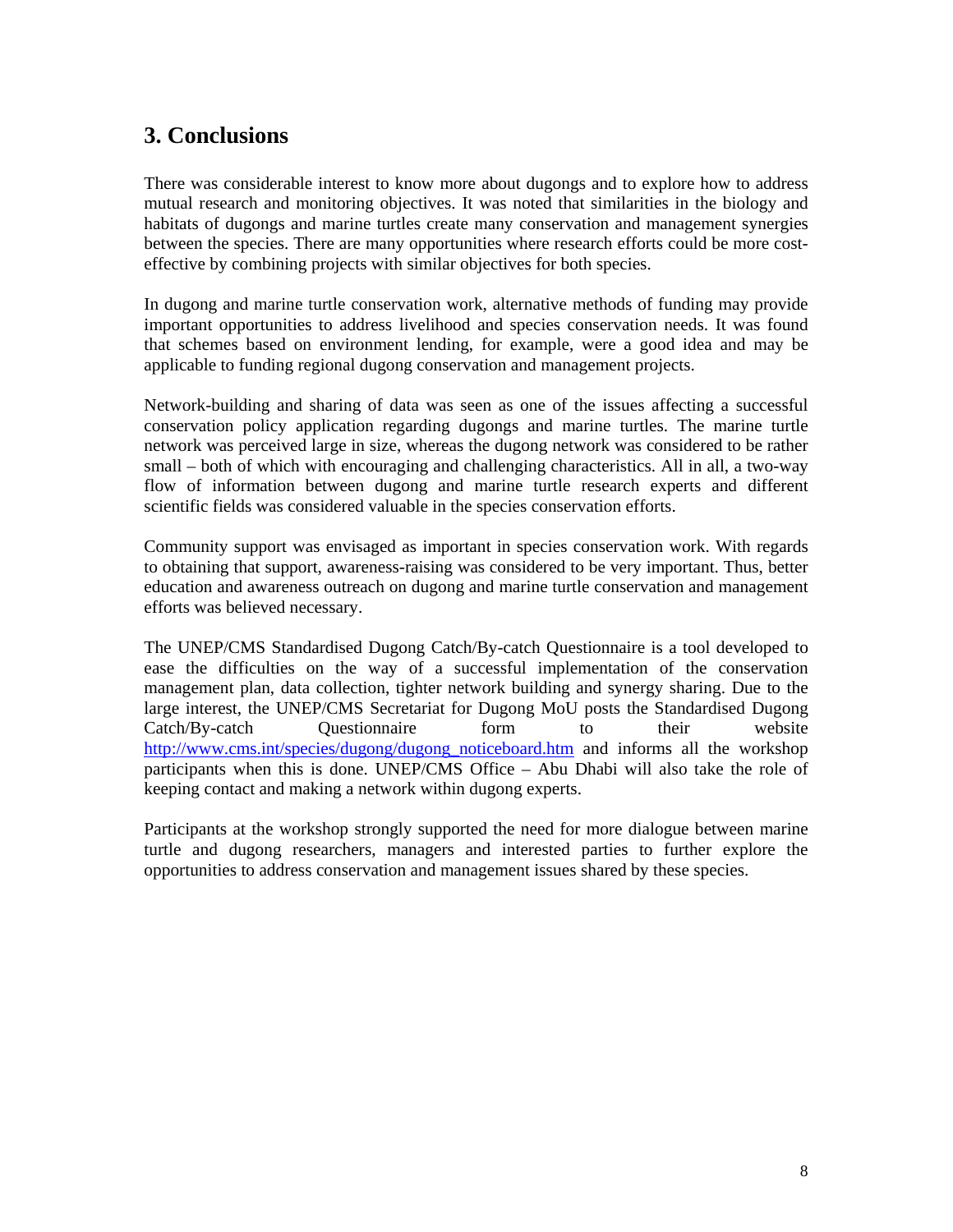## 3. Conclusions

There was considerable interest to know more about dugongs and to explore how to address mutual research and monitoring objectives. It was noted that similarities in the biology and habitats of dugongs and marine turtles create many conservation and management synergies between the species. There are many opportunities where research efforts could be more cost-effective by combining projects with similar objectives for both species.

In dugong and marine turtle conservation work, alternative methods of funding may provide important opportunities to address livelihood and species conservation needs. It was found that schemes based on environment lending, for example, were a good idea and may be applicable to funding regional dugong conservation and management projects.

Network-building and sharing of data was seen as one of the issues affecting a successful conservation policy application regarding dugongs and marine turtles. The marine turtle network was perceived large in size, whereas the dugong network was considered to be rather small – both of which with encouraging and challenging characteristics. All in all, a two-way flow of information between dugong and marine turtle research experts and different scientific fields was considered valuable in the species conservation efforts.

Community support was envisaged as important in species conservation work. With regards to obtaining that support, awareness-raising was considered to be very important. Thus, better education and awareness outreach on dugong and marine turtle conservation and management efforts was believed necessary.

The UNEP/CMS Standardised Dugong Catch/By-catch Questionnaire is a tool developed to ease the difficulties on the way of a successful implementation of the conservation management plan, data collection, tighter network building and synergy sharing. Due to the large interest, the UNEP/CMS Secretariat for Dugong MoU posts the Standardised Dugong Catch/By-catch Questionnaire form to their website http://www.cms.int/species/dugong/dugong_noticeboard.htm and informs all the workshop participants when this is done. UNEP/CMS Office – Abu Dhabi will also take the role of keeping contact and making a network within dugong experts.

Participants at the workshop strongly supported the need for more dialogue between marine turtle and dugong researchers, managers and interested parties to further explore the opportunities to address conservation and management issues shared by these species.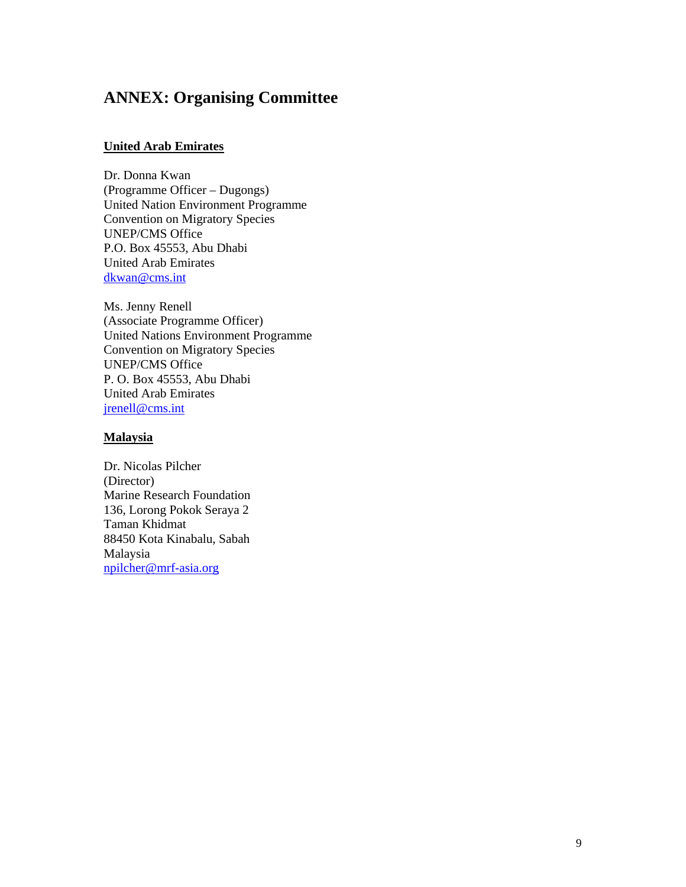# ANNEX: Organising Committee

**United Arab Emirates**

Dr. Donna Kwan
(Programme Officer – Dugongs)
United Nation Environment Programme
Convention on Migratory Species
UNEP/CMS Office
P.O. Box 45553, Abu Dhabi
United Arab Emirates
dkwan@cms.int

Ms. Jenny Renell
(Associate Programme Officer)
United Nations Environment Programme
Convention on Migratory Species
UNEP/CMS Office
P. O. Box 45553, Abu Dhabi
United Arab Emirates
jrenell@cms.int

**Malaysia**

Dr. Nicolas Pilcher
(Director)
Marine Research Foundation
136, Lorong Pokok Seraya 2
Taman Khidmat
88450 Kota Kinabalu, Sabah
Malaysia
npilcher@mrf-asia.org